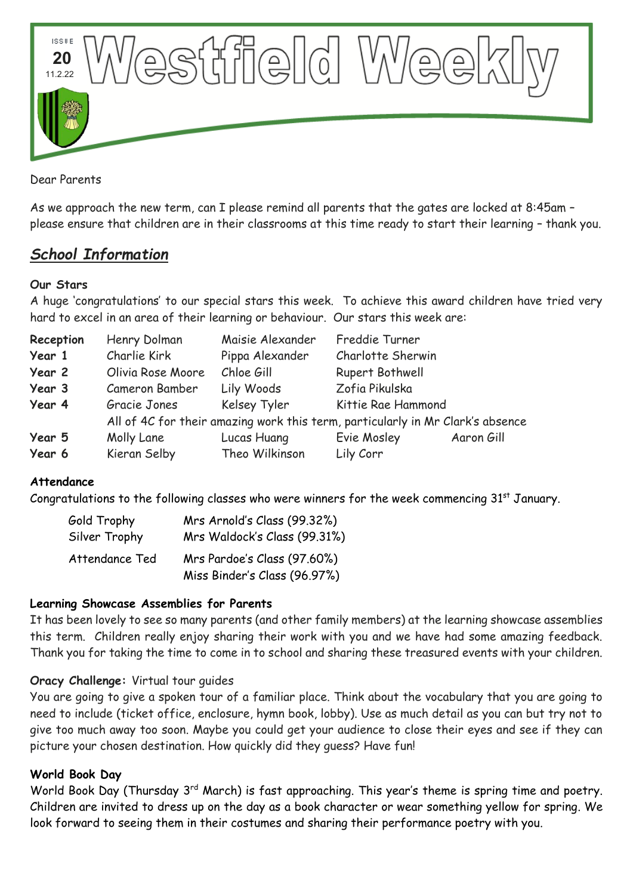ISSUE **20** 11.2.22

# Westfield Weekly

Dear Parents

As we approach the new term, can I please remind all parents that the gates are locked at 8:45am – please ensure that children are in their classrooms at this time ready to start their learning – thank you.

## *School Information*

**Our Stars**

A huge 'congratulations' to our special stars this week. To achieve this award children have tried very hard to excel in an area of their learning or behaviour. Our stars this week are:

| | | | | |
|---|---|---|---|---|
| **Reception** | Henry Dolman | Maisie Alexander | Freddie Turner | |
| **Year 1** | Charlie Kirk | Pippa Alexander | Charlotte Sherwin | |
| **Year 2** | Olivia Rose Moore | Chloe Gill | Rupert Bothwell | |
| **Year 3** | Cameron Bamber | Lily Woods | Zofia Pikulska | |
| **Year 4** | Gracie Jones | Kelsey Tyler | Kittie Rae Hammond | |
| | All of 4C for their amazing work this term, particularly in Mr Clark's absence | | | |
| **Year 5** | Molly Lane | Lucas Huang | Evie Mosley | Aaron Gill |
| **Year 6** | Kieran Selby | Theo Wilkinson | Lily Corr | |

**Attendance**

Congratulations to the following classes who were winners for the week commencing 31st January.

| | |
|---|---|
| Gold Trophy | Mrs Arnold's Class (99.32%) |
| Silver Trophy | Mrs Waldock's Class (99.31%) |
| Attendance Ted | Mrs Pardoe's Class (97.60%) |
| | Miss Binder's Class (96.97%) |

**Learning Showcase Assemblies for Parents**

It has been lovely to see so many parents (and other family members) at the learning showcase assemblies this term. Children really enjoy sharing their work with you and we have had some amazing feedback. Thank you for taking the time to come in to school and sharing these treasured events with your children.

**Oracy Challenge:** Virtual tour guides

You are going to give a spoken tour of a familiar place. Think about the vocabulary that you are going to need to include (ticket office, enclosure, hymn book, lobby). Use as much detail as you can but try not to give too much away too soon. Maybe you could get your audience to close their eyes and see if they can picture your chosen destination. How quickly did they guess? Have fun!

**World Book Day**

World Book Day (Thursday 3rd March) is fast approaching. This year's theme is spring time and poetry. Children are invited to dress up on the day as a book character or wear something yellow for spring. We look forward to seeing them in their costumes and sharing their performance poetry with you.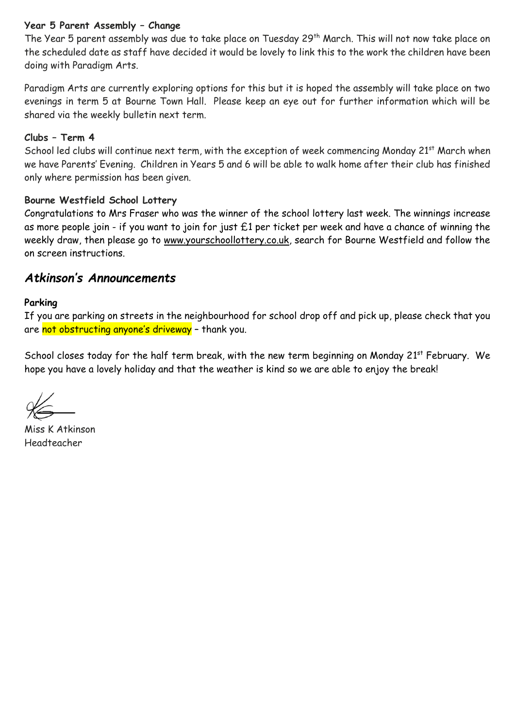**Year 5 Parent Assembly – Change**

The Year 5 parent assembly was due to take place on Tuesday 29th March. This will not now take place on the scheduled date as staff have decided it would be lovely to link this to the work the children have been doing with Paradigm Arts.

Paradigm Arts are currently exploring options for this but it is hoped the assembly will take place on two evenings in term 5 at Bourne Town Hall. Please keep an eye out for further information which will be shared via the weekly bulletin next term.

**Clubs – Term 4**

School led clubs will continue next term, with the exception of week commencing Monday 21st March when we have Parents' Evening. Children in Years 5 and 6 will be able to walk home after their club has finished only where permission has been given.

**Bourne Westfield School Lottery**

Congratulations to Mrs Fraser who was the winner of the school lottery last week. The winnings increase as more people join - if you want to join for just £1 per ticket per week and have a chance of winning the weekly draw, then please go to www.yourschoollottery.co.uk, search for Bourne Westfield and follow the on screen instructions.

## *Atkinson's Announcements*

**Parking**

If you are parking on streets in the neighbourhood for school drop off and pick up, please check that you are not obstructing anyone's driveway – thank you.

School closes today for the half term break, with the new term beginning on Monday 21st February. We hope you have a lovely holiday and that the weather is kind so we are able to enjoy the break!

Miss K Atkinson
Headteacher